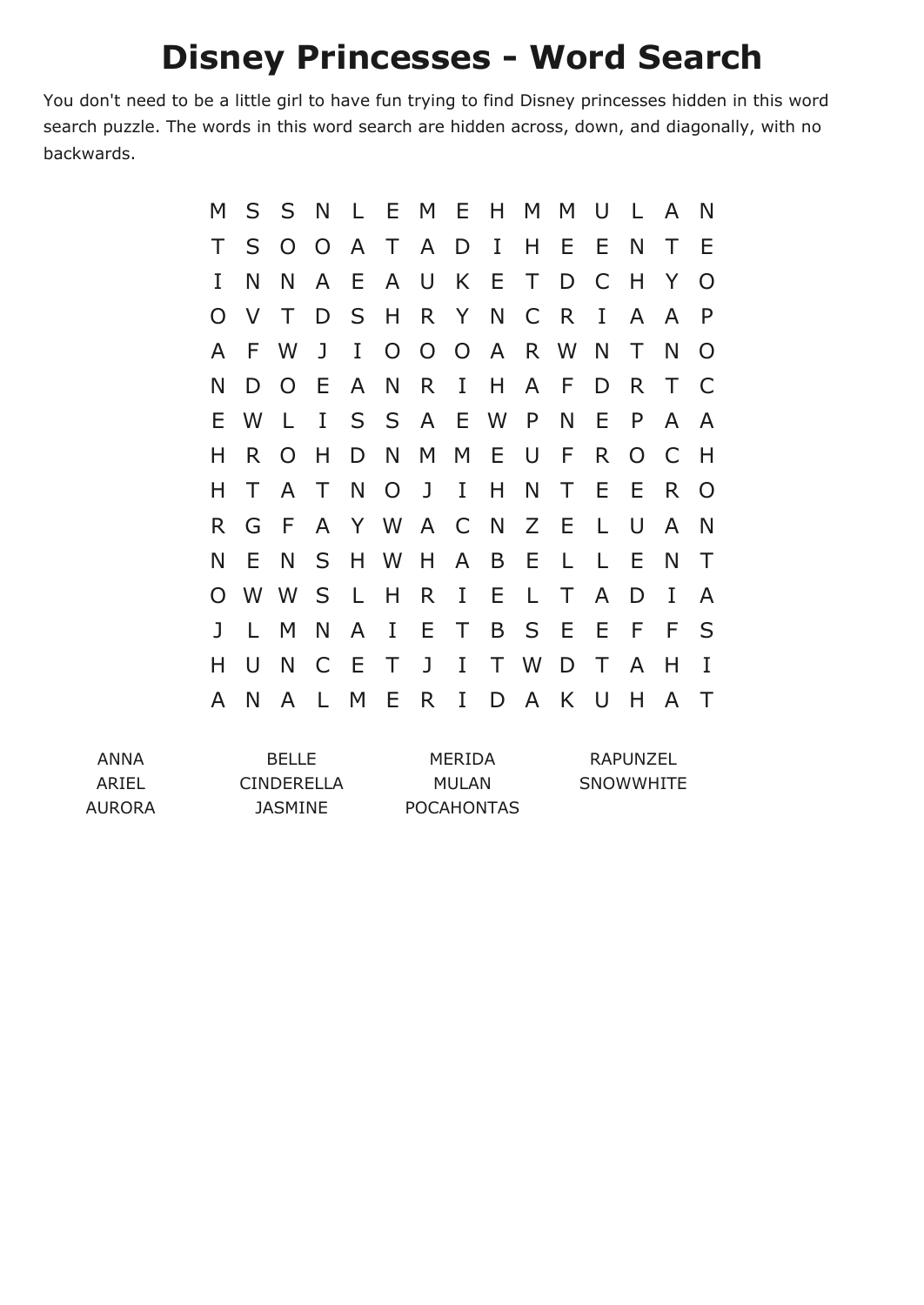# Disney Princesses - Word Search

You don't need to be a little girl to have fun trying to find Disney princesses hidden in this word search puzzle. The words in this word search are hidden across, down, and diagonally, with no backwards.

```
M S S N L E M E H M M U L A N
T S O O A T A D I H E E N T E
I N N A E A U K E T D C H Y O
O V T D S H R Y N C R I A A P
A F W J I O O O A R W N T N O
N D O E A N R I H A F D R T C
E W L I S S A E W P N E P A A
H R O H D N M M E U F R O C H
H T A T N O J I H N T E E R O
R G F A Y W A C N Z E L U A N
N E N S H W H A B E L L E N T
O W W S L H R I E L T A D I A
J L M N A I E T B S E E F F S
H U N C E T J I T W D T A H I
A N A L M E R I D A K U H A T
```

| | | | |
|---|---|---|---|
| ANNA | BELLE | MERIDA | RAPUNZEL |
| ARIEL | CINDERELLA | MULAN | SNOWWHITE |
| AURORA | JASMINE | POCAHONTAS | |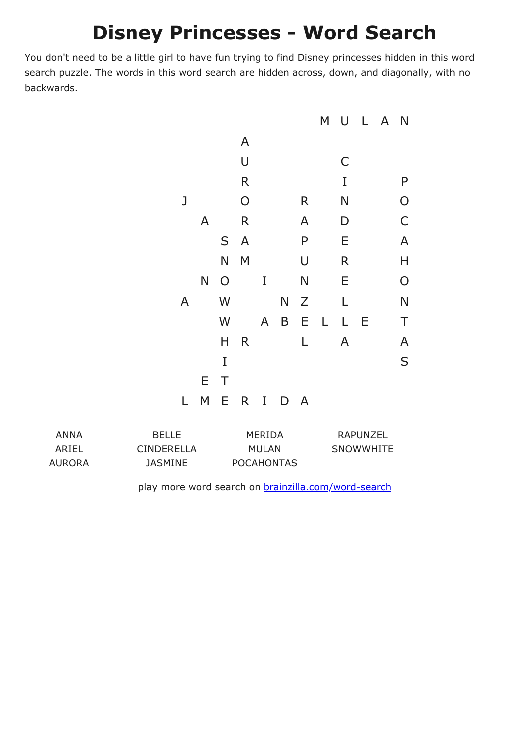# Disney Princesses - Word Search

You don't need to be a little girl to have fun trying to find Disney princesses hidden in this word search puzzle. The words in this word search are hidden across, down, and diagonally, with no backwards.

| | | | | | | | | | | | |
|---|---|---|---|---|---|---|---|---|---|---|---|
| | | | | | | | M | U | L | A | N |
| | | | A | | | | | | | | |
| | | | U | | | | | C | | | |
| | | | R | | | | | I | | | P |
| J | | | O | | | R | | N | | | O |
| | A | | R | | | A | | D | | | C |
| | | S | A | | | P | | E | | | A |
| | | N | M | | | U | | R | | | H |
| | N | O | | I | | N | | E | | | O |
| A | | W | | | N | Z | | L | | | N |
| | | W | | A | B | E | L | L | E | | T |
| | | H | R | | | L | | A | | | A |
| | | I | | | | | | | | | S |
| | E | T | | | | | | | | | |
| L | M | E | R | I | D | A | | | | | |

ANNA
ARIEL
AURORA
BELLE
CINDERELLA
JASMINE
MERIDA
MULAN
POCAHONTAS
RAPUNZEL
SNOWWHITE

play more word search on brainzilla.com/word-search